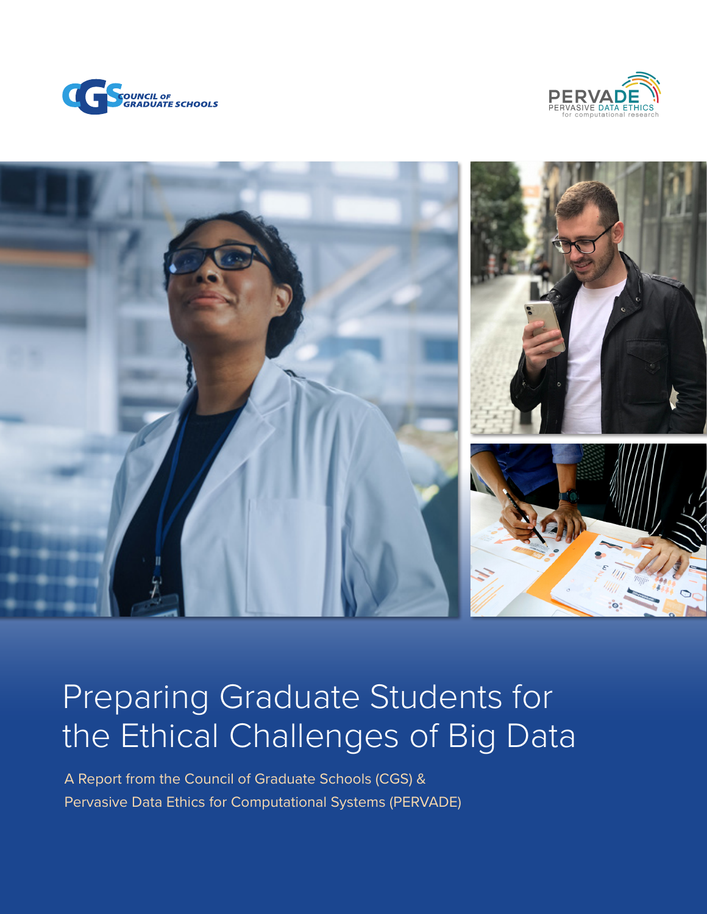COUNCIL OF GRADUATE SCHOOLS

PERVADE
PERVASIVE DATA ETHICS
for computational research

# Preparing Graduate Students for the Ethical Challenges of Big Data

A Report from the Council of Graduate Schools (CGS) &
Pervasive Data Ethics for Computational Systems (PERVADE)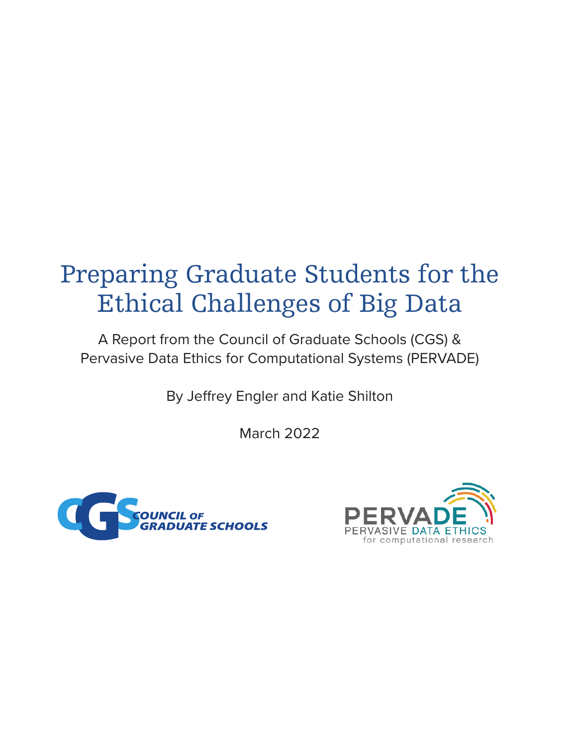# Preparing Graduate Students for the Ethical Challenges of Big Data

A Report from the Council of Graduate Schools (CGS) &
Pervasive Data Ethics for Computational Systems (PERVADE)

By Jeffrey Engler and Katie Shilton

March 2022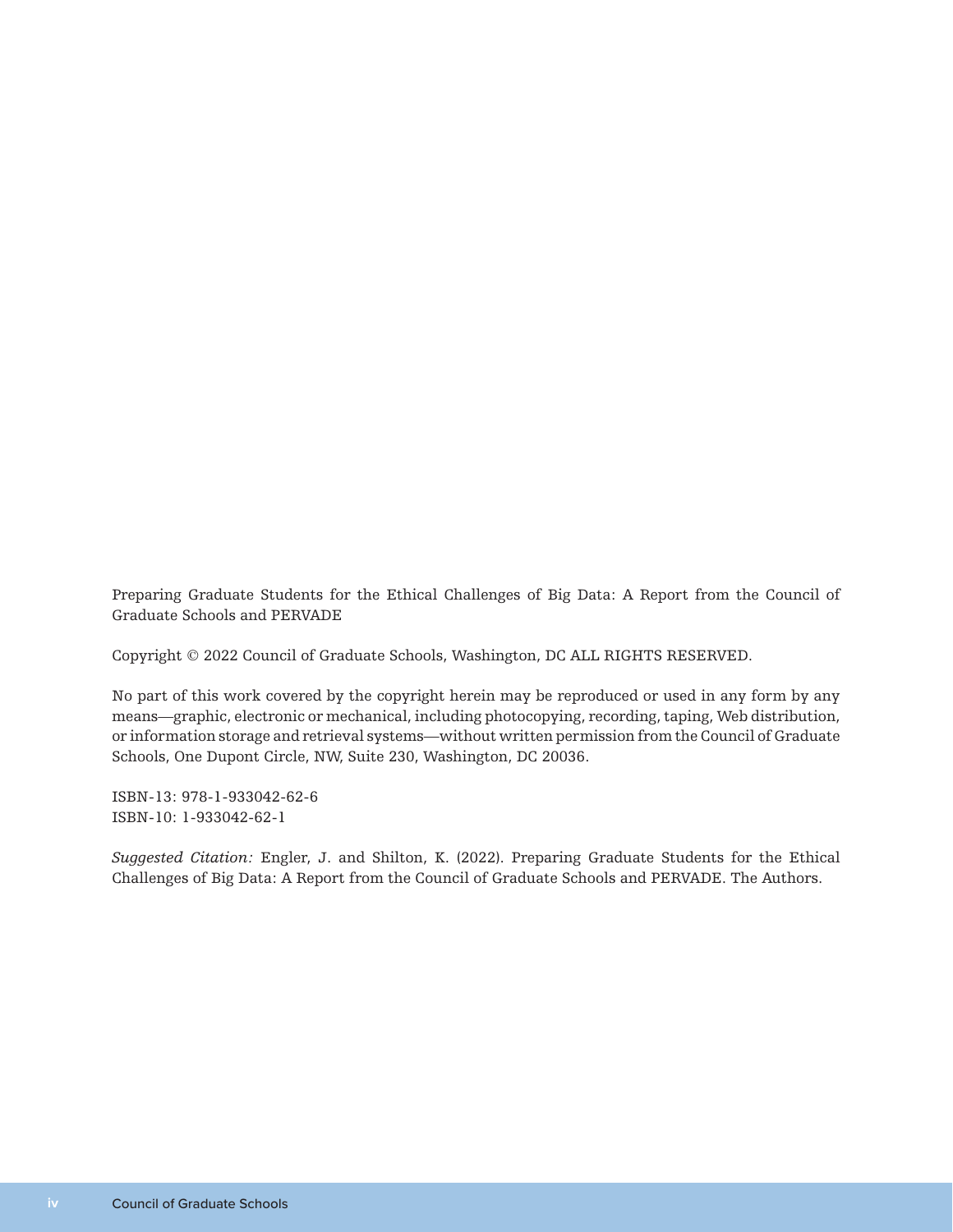Preparing Graduate Students for the Ethical Challenges of Big Data: A Report from the Council of Graduate Schools and PERVADE

Copyright © 2022 Council of Graduate Schools, Washington, DC ALL RIGHTS RESERVED.

No part of this work covered by the copyright herein may be reproduced or used in any form by any means—graphic, electronic or mechanical, including photocopying, recording, taping, Web distribution, or information storage and retrieval systems—without written permission from the Council of Graduate Schools, One Dupont Circle, NW, Suite 230, Washington, DC 20036.

ISBN-13: 978-1-933042-62-6
ISBN-10: 1-933042-62-1

*Suggested Citation:* Engler, J. and Shilton, K. (2022). Preparing Graduate Students for the Ethical Challenges of Big Data: A Report from the Council of Graduate Schools and PERVADE. The Authors.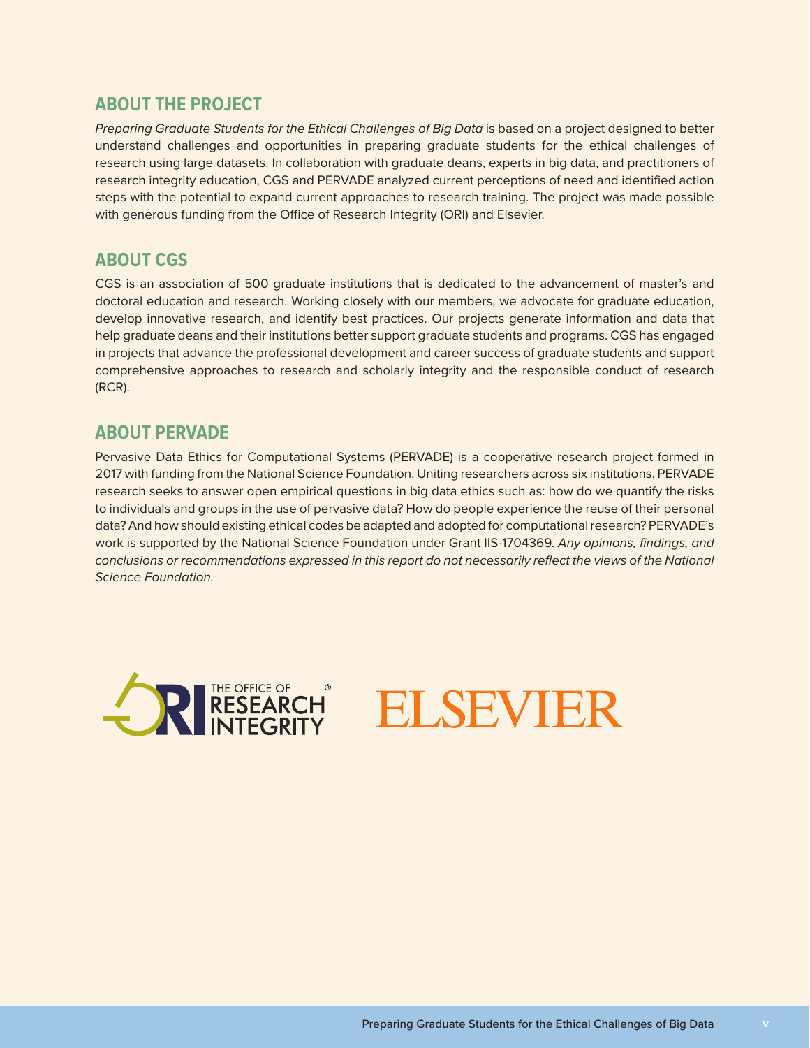## ABOUT THE PROJECT

*Preparing Graduate Students for the Ethical Challenges of Big Data* is based on a project designed to better understand challenges and opportunities in preparing graduate students for the ethical challenges of research using large datasets. In collaboration with graduate deans, experts in big data, and practitioners of research integrity education, CGS and PERVADE analyzed current perceptions of need and identified action steps with the potential to expand current approaches to research training. The project was made possible with generous funding from the Office of Research Integrity (ORI) and Elsevier.

## ABOUT CGS

CGS is an association of 500 graduate institutions that is dedicated to the advancement of master's and doctoral education and research. Working closely with our members, we advocate for graduate education, develop innovative research, and identify best practices. Our projects generate information and data that help graduate deans and their institutions better support graduate students and programs. CGS has engaged in projects that advance the professional development and career success of graduate students and support comprehensive approaches to research and scholarly integrity and the responsible conduct of research (RCR).

## ABOUT PERVADE

Pervasive Data Ethics for Computational Systems (PERVADE) is a cooperative research project formed in 2017 with funding from the National Science Foundation. Uniting researchers across six institutions, PERVADE research seeks to answer open empirical questions in big data ethics such as: how do we quantify the risks to individuals and groups in the use of pervasive data? How do people experience the reuse of their personal data? And how should existing ethical codes be adapted and adopted for computational research? PERVADE's work is supported by the National Science Foundation under Grant IIS-1704369. *Any opinions, findings, and conclusions or recommendations expressed in this report do not necessarily reflect the views of the National Science Foundation.*

THE OFFICE OF RESEARCH INTEGRITY ®

ELSEVIER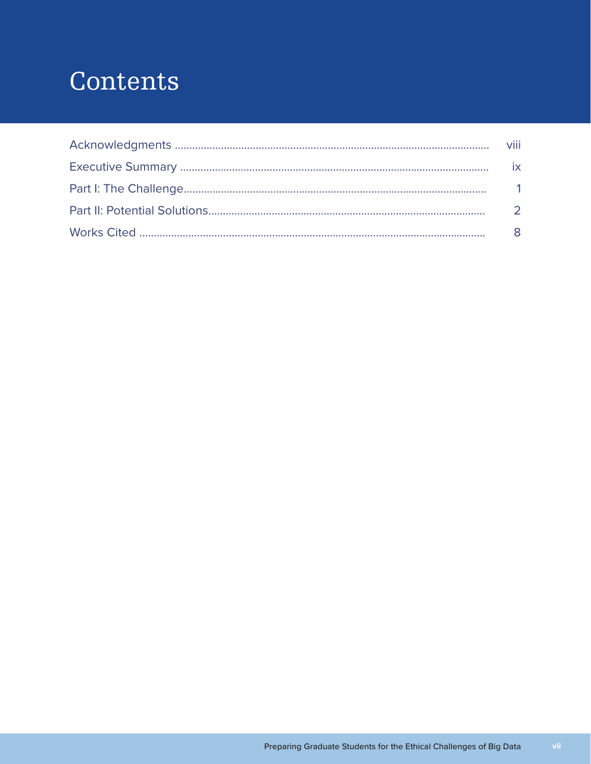# Contents

| | |
|---|---|
| Acknowledgments | viii |
| Executive Summary | ix |
| Part I: The Challenge | 1 |
| Part II: Potential Solutions | 2 |
| Works Cited | 8 |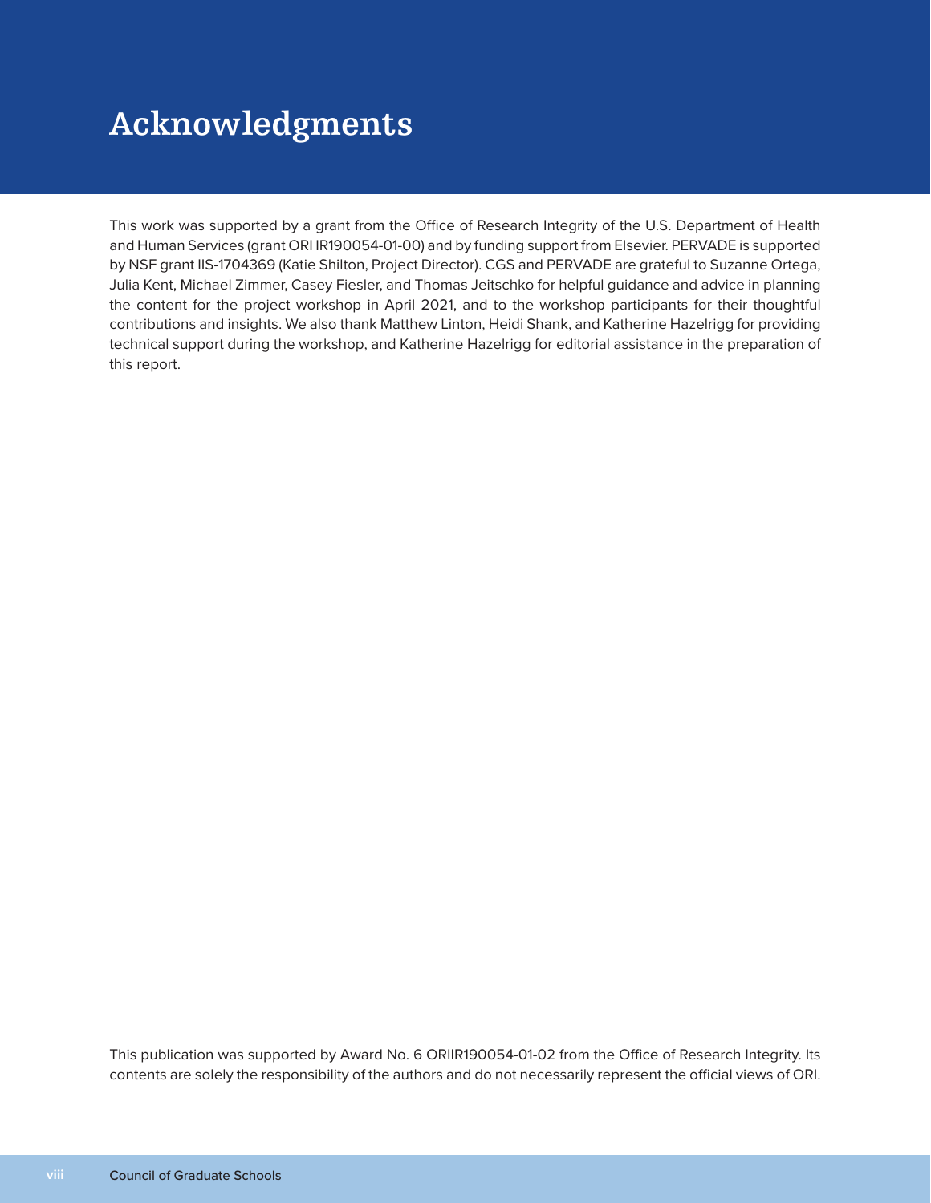# Acknowledgments

This work was supported by a grant from the Office of Research Integrity of the U.S. Department of Health and Human Services (grant ORI IR190054-01-00) and by funding support from Elsevier. PERVADE is supported by NSF grant IIS-1704369 (Katie Shilton, Project Director). CGS and PERVADE are grateful to Suzanne Ortega, Julia Kent, Michael Zimmer, Casey Fiesler, and Thomas Jeitschko for helpful guidance and advice in planning the content for the project workshop in April 2021, and to the workshop participants for their thoughtful contributions and insights. We also thank Matthew Linton, Heidi Shank, and Katherine Hazelrigg for providing technical support during the workshop, and Katherine Hazelrigg for editorial assistance in the preparation of this report.

This publication was supported by Award No. 6 ORIIR190054-01-02 from the Office of Research Integrity. Its contents are solely the responsibility of the authors and do not necessarily represent the official views of ORI.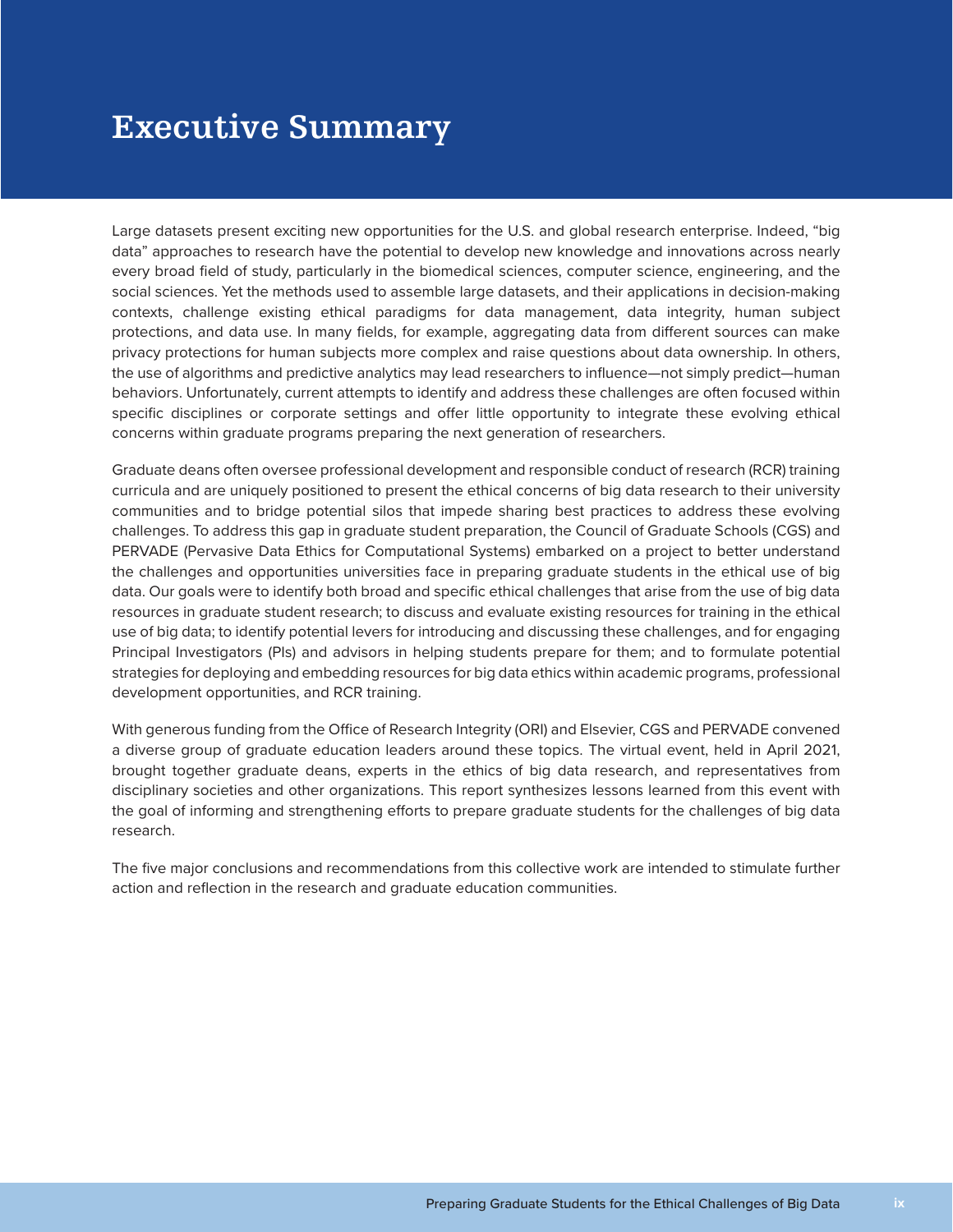# Executive Summary

Large datasets present exciting new opportunities for the U.S. and global research enterprise. Indeed, "big data" approaches to research have the potential to develop new knowledge and innovations across nearly every broad field of study, particularly in the biomedical sciences, computer science, engineering, and the social sciences. Yet the methods used to assemble large datasets, and their applications in decision-making contexts, challenge existing ethical paradigms for data management, data integrity, human subject protections, and data use. In many fields, for example, aggregating data from different sources can make privacy protections for human subjects more complex and raise questions about data ownership. In others, the use of algorithms and predictive analytics may lead researchers to influence—not simply predict—human behaviors. Unfortunately, current attempts to identify and address these challenges are often focused within specific disciplines or corporate settings and offer little opportunity to integrate these evolving ethical concerns within graduate programs preparing the next generation of researchers.

Graduate deans often oversee professional development and responsible conduct of research (RCR) training curricula and are uniquely positioned to present the ethical concerns of big data research to their university communities and to bridge potential silos that impede sharing best practices to address these evolving challenges. To address this gap in graduate student preparation, the Council of Graduate Schools (CGS) and PERVADE (Pervasive Data Ethics for Computational Systems) embarked on a project to better understand the challenges and opportunities universities face in preparing graduate students in the ethical use of big data. Our goals were to identify both broad and specific ethical challenges that arise from the use of big data resources in graduate student research; to discuss and evaluate existing resources for training in the ethical use of big data; to identify potential levers for introducing and discussing these challenges, and for engaging Principal Investigators (PIs) and advisors in helping students prepare for them; and to formulate potential strategies for deploying and embedding resources for big data ethics within academic programs, professional development opportunities, and RCR training.

With generous funding from the Office of Research Integrity (ORI) and Elsevier, CGS and PERVADE convened a diverse group of graduate education leaders around these topics. The virtual event, held in April 2021, brought together graduate deans, experts in the ethics of big data research, and representatives from disciplinary societies and other organizations. This report synthesizes lessons learned from this event with the goal of informing and strengthening efforts to prepare graduate students for the challenges of big data research.

The five major conclusions and recommendations from this collective work are intended to stimulate further action and reflection in the research and graduate education communities.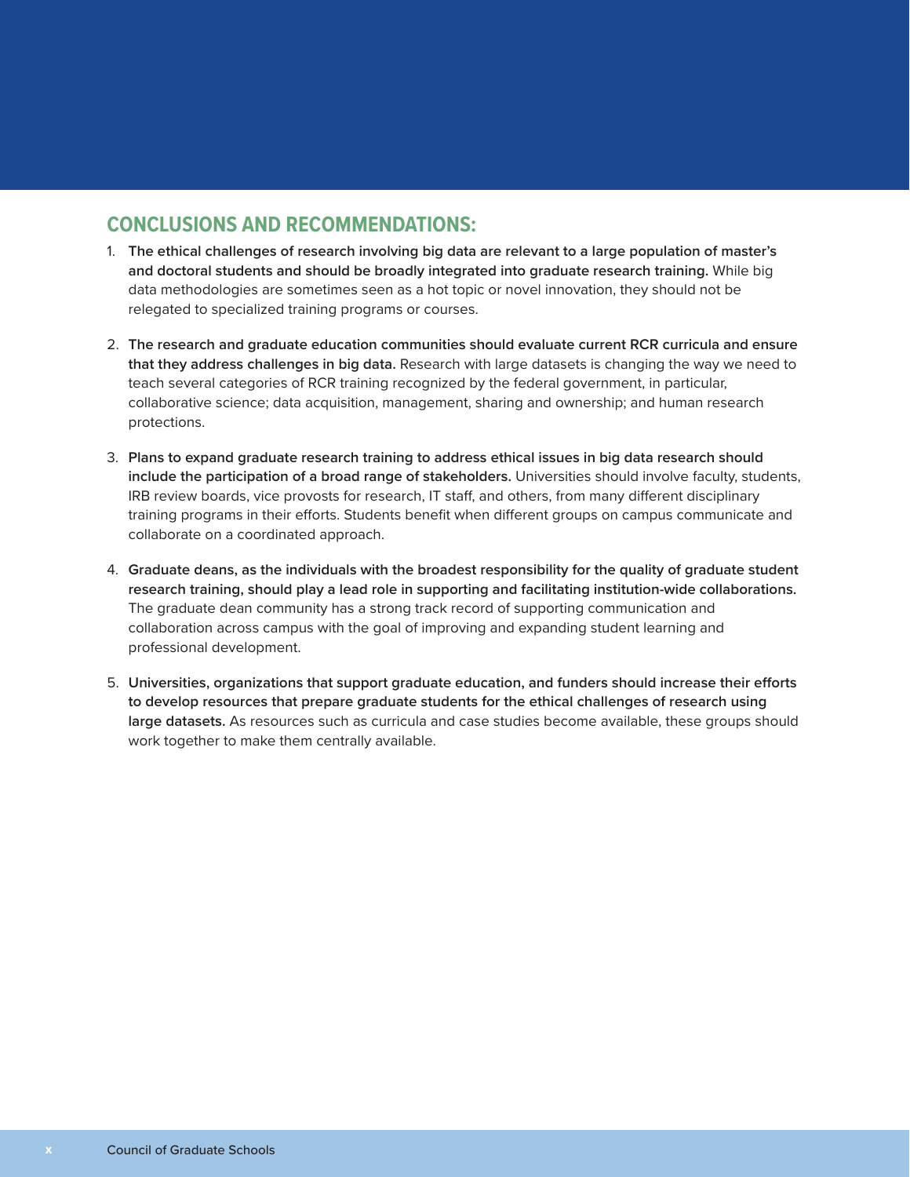## CONCLUSIONS AND RECOMMENDATIONS:

1. **The ethical challenges of research involving big data are relevant to a large population of master's and doctoral students and should be broadly integrated into graduate research training.** While big data methodologies are sometimes seen as a hot topic or novel innovation, they should not be relegated to specialized training programs or courses.

2. **The research and graduate education communities should evaluate current RCR curricula and ensure that they address challenges in big data.** Research with large datasets is changing the way we need to teach several categories of RCR training recognized by the federal government, in particular, collaborative science; data acquisition, management, sharing and ownership; and human research protections.

3. **Plans to expand graduate research training to address ethical issues in big data research should include the participation of a broad range of stakeholders.** Universities should involve faculty, students, IRB review boards, vice provosts for research, IT staff, and others, from many different disciplinary training programs in their efforts. Students benefit when different groups on campus communicate and collaborate on a coordinated approach.

4. **Graduate deans, as the individuals with the broadest responsibility for the quality of graduate student research training, should play a lead role in supporting and facilitating institution-wide collaborations.** The graduate dean community has a strong track record of supporting communication and collaboration across campus with the goal of improving and expanding student learning and professional development.

5. **Universities, organizations that support graduate education, and funders should increase their efforts to develop resources that prepare graduate students for the ethical challenges of research using large datasets.** As resources such as curricula and case studies become available, these groups should work together to make them centrally available.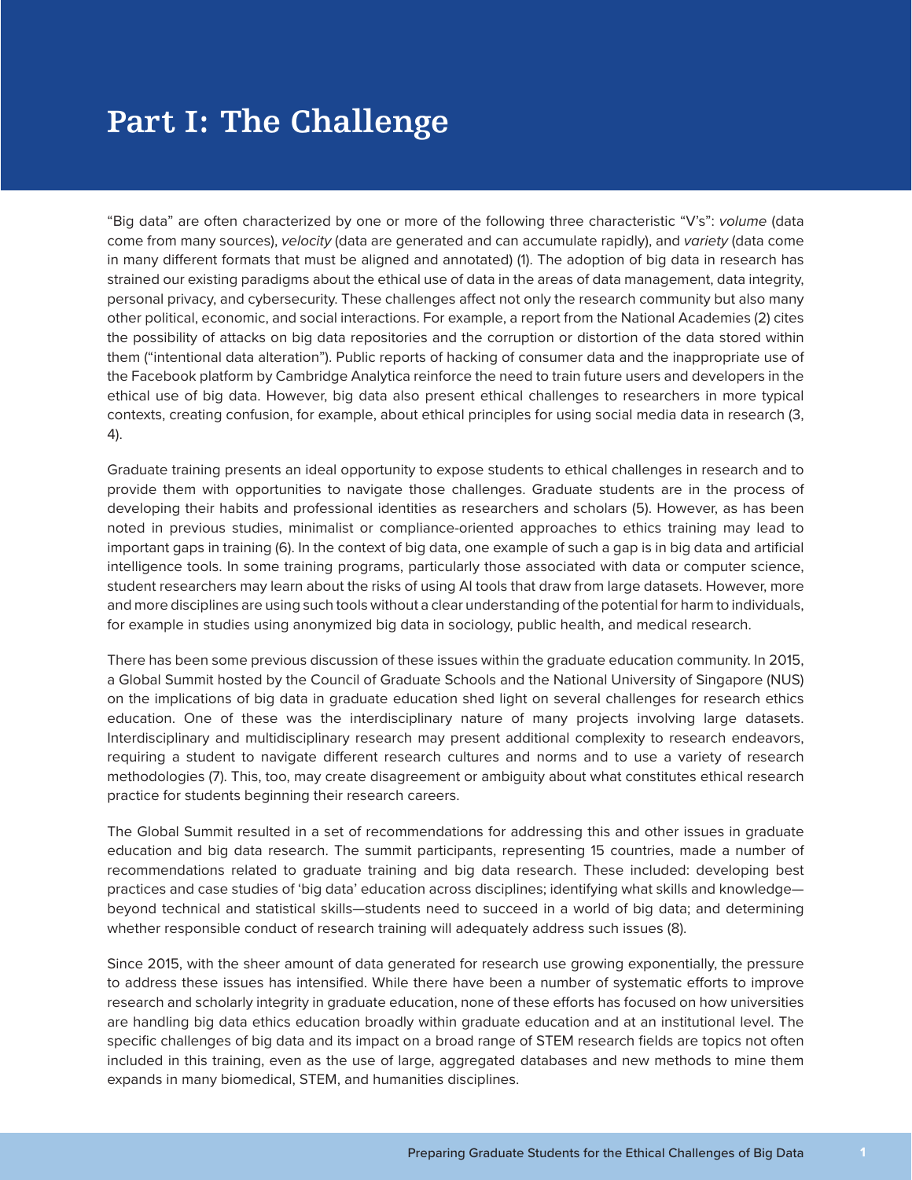# Part I: The Challenge

"Big data" are often characterized by one or more of the following three characteristic "V's": *volume* (data come from many sources), *velocity* (data are generated and can accumulate rapidly), and *variety* (data come in many different formats that must be aligned and annotated) (1). The adoption of big data in research has strained our existing paradigms about the ethical use of data in the areas of data management, data integrity, personal privacy, and cybersecurity. These challenges affect not only the research community but also many other political, economic, and social interactions. For example, a report from the National Academies (2) cites the possibility of attacks on big data repositories and the corruption or distortion of the data stored within them ("intentional data alteration"). Public reports of hacking of consumer data and the inappropriate use of the Facebook platform by Cambridge Analytica reinforce the need to train future users and developers in the ethical use of big data. However, big data also present ethical challenges to researchers in more typical contexts, creating confusion, for example, about ethical principles for using social media data in research (3, 4).

Graduate training presents an ideal opportunity to expose students to ethical challenges in research and to provide them with opportunities to navigate those challenges. Graduate students are in the process of developing their habits and professional identities as researchers and scholars (5). However, as has been noted in previous studies, minimalist or compliance-oriented approaches to ethics training may lead to important gaps in training (6). In the context of big data, one example of such a gap is in big data and artificial intelligence tools. In some training programs, particularly those associated with data or computer science, student researchers may learn about the risks of using AI tools that draw from large datasets. However, more and more disciplines are using such tools without a clear understanding of the potential for harm to individuals, for example in studies using anonymized big data in sociology, public health, and medical research.

There has been some previous discussion of these issues within the graduate education community. In 2015, a Global Summit hosted by the Council of Graduate Schools and the National University of Singapore (NUS) on the implications of big data in graduate education shed light on several challenges for research ethics education. One of these was the interdisciplinary nature of many projects involving large datasets. Interdisciplinary and multidisciplinary research may present additional complexity to research endeavors, requiring a student to navigate different research cultures and norms and to use a variety of research methodologies (7). This, too, may create disagreement or ambiguity about what constitutes ethical research practice for students beginning their research careers.

The Global Summit resulted in a set of recommendations for addressing this and other issues in graduate education and big data research. The summit participants, representing 15 countries, made a number of recommendations related to graduate training and big data research. These included: developing best practices and case studies of 'big data' education across disciplines; identifying what skills and knowledge—beyond technical and statistical skills—students need to succeed in a world of big data; and determining whether responsible conduct of research training will adequately address such issues (8).

Since 2015, with the sheer amount of data generated for research use growing exponentially, the pressure to address these issues has intensified. While there have been a number of systematic efforts to improve research and scholarly integrity in graduate education, none of these efforts has focused on how universities are handling big data ethics education broadly within graduate education and at an institutional level. The specific challenges of big data and its impact on a broad range of STEM research fields are topics not often included in this training, even as the use of large, aggregated databases and new methods to mine them expands in many biomedical, STEM, and humanities disciplines.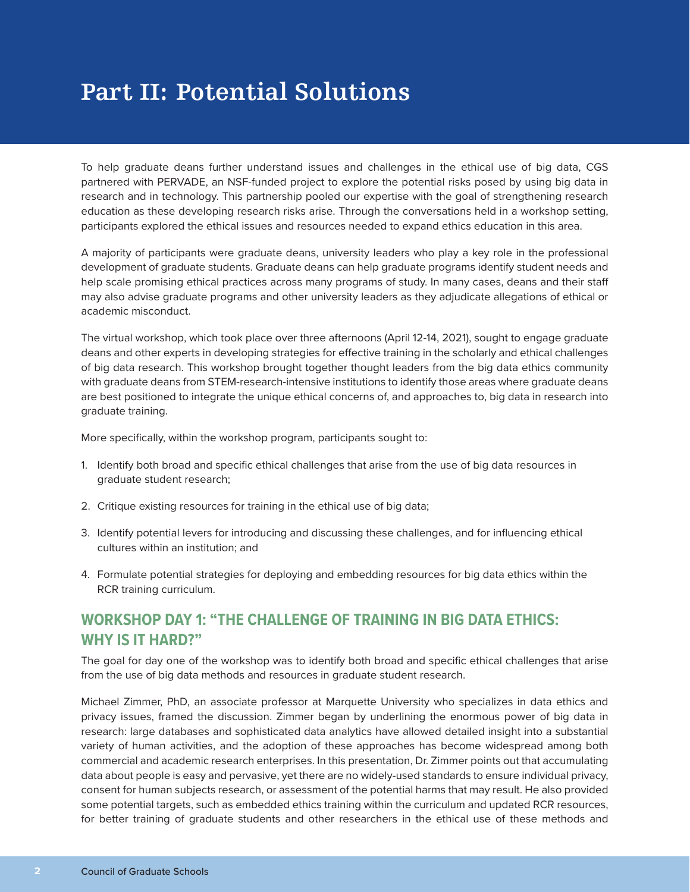# Part II: Potential Solutions

To help graduate deans further understand issues and challenges in the ethical use of big data, CGS partnered with PERVADE, an NSF-funded project to explore the potential risks posed by using big data in research and in technology. This partnership pooled our expertise with the goal of strengthening research education as these developing research risks arise. Through the conversations held in a workshop setting, participants explored the ethical issues and resources needed to expand ethics education in this area.

A majority of participants were graduate deans, university leaders who play a key role in the professional development of graduate students. Graduate deans can help graduate programs identify student needs and help scale promising ethical practices across many programs of study. In many cases, deans and their staff may also advise graduate programs and other university leaders as they adjudicate allegations of ethical or academic misconduct.

The virtual workshop, which took place over three afternoons (April 12-14, 2021), sought to engage graduate deans and other experts in developing strategies for effective training in the scholarly and ethical challenges of big data research. This workshop brought together thought leaders from the big data ethics community with graduate deans from STEM-research-intensive institutions to identify those areas where graduate deans are best positioned to integrate the unique ethical concerns of, and approaches to, big data in research into graduate training.

More specifically, within the workshop program, participants sought to:

1. Identify both broad and specific ethical challenges that arise from the use of big data resources in graduate student research;
2. Critique existing resources for training in the ethical use of big data;
3. Identify potential levers for introducing and discussing these challenges, and for influencing ethical cultures within an institution; and
4. Formulate potential strategies for deploying and embedding resources for big data ethics within the RCR training curriculum.

## WORKSHOP DAY 1: "THE CHALLENGE OF TRAINING IN BIG DATA ETHICS: WHY IS IT HARD?"

The goal for day one of the workshop was to identify both broad and specific ethical challenges that arise from the use of big data methods and resources in graduate student research.

Michael Zimmer, PhD, an associate professor at Marquette University who specializes in data ethics and privacy issues, framed the discussion. Zimmer began by underlining the enormous power of big data in research: large databases and sophisticated data analytics have allowed detailed insight into a substantial variety of human activities, and the adoption of these approaches has become widespread among both commercial and academic research enterprises. In this presentation, Dr. Zimmer points out that accumulating data about people is easy and pervasive, yet there are no widely-used standards to ensure individual privacy, consent for human subjects research, or assessment of the potential harms that may result. He also provided some potential targets, such as embedded ethics training within the curriculum and updated RCR resources, for better training of graduate students and other researchers in the ethical use of these methods and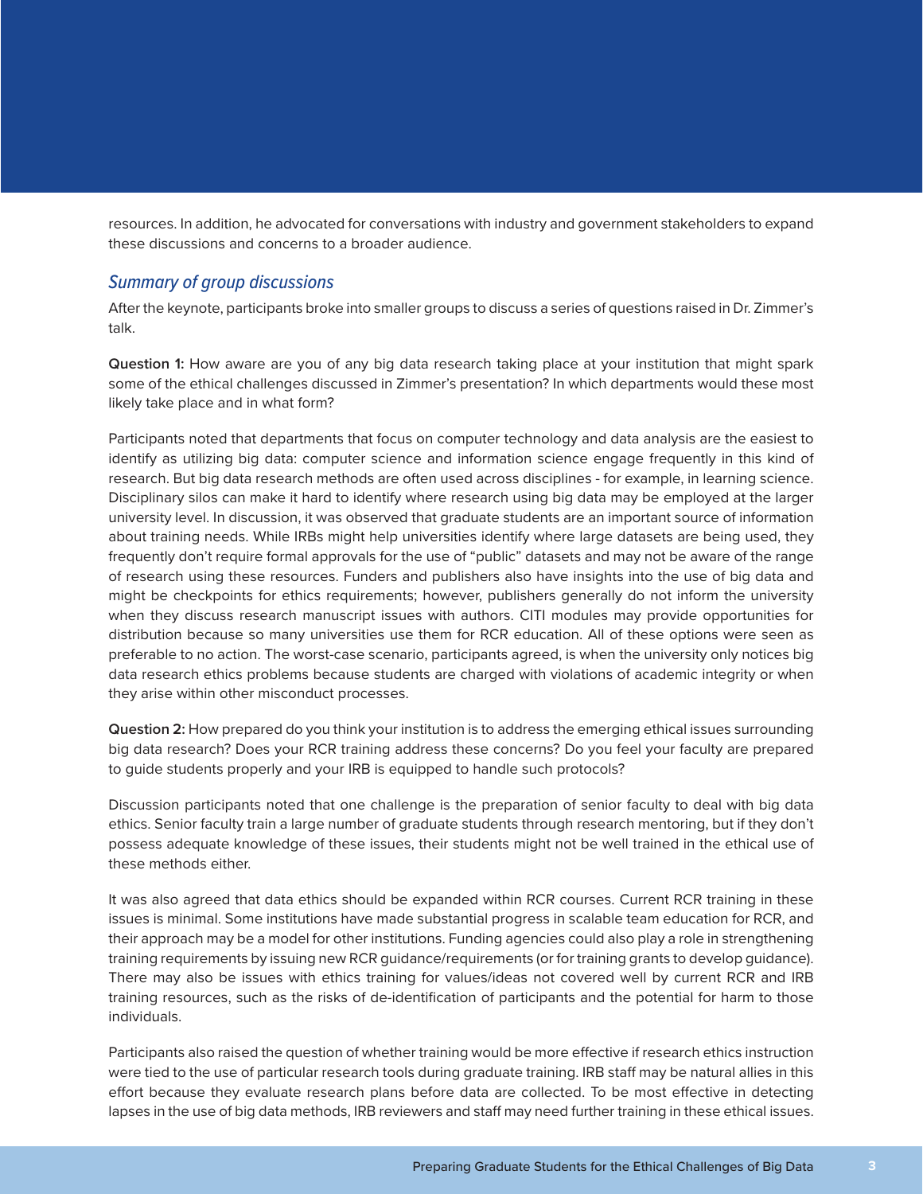resources. In addition, he advocated for conversations with industry and government stakeholders to expand these discussions and concerns to a broader audience.

### *Summary of group discussions*

After the keynote, participants broke into smaller groups to discuss a series of questions raised in Dr. Zimmer's talk.

**Question 1:** How aware are you of any big data research taking place at your institution that might spark some of the ethical challenges discussed in Zimmer's presentation? In which departments would these most likely take place and in what form?

Participants noted that departments that focus on computer technology and data analysis are the easiest to identify as utilizing big data: computer science and information science engage frequently in this kind of research. But big data research methods are often used across disciplines - for example, in learning science. Disciplinary silos can make it hard to identify where research using big data may be employed at the larger university level. In discussion, it was observed that graduate students are an important source of information about training needs. While IRBs might help universities identify where large datasets are being used, they frequently don't require formal approvals for the use of "public" datasets and may not be aware of the range of research using these resources. Funders and publishers also have insights into the use of big data and might be checkpoints for ethics requirements; however, publishers generally do not inform the university when they discuss research manuscript issues with authors. CITI modules may provide opportunities for distribution because so many universities use them for RCR education. All of these options were seen as preferable to no action. The worst-case scenario, participants agreed, is when the university only notices big data research ethics problems because students are charged with violations of academic integrity or when they arise within other misconduct processes.

**Question 2:** How prepared do you think your institution is to address the emerging ethical issues surrounding big data research? Does your RCR training address these concerns? Do you feel your faculty are prepared to guide students properly and your IRB is equipped to handle such protocols?

Discussion participants noted that one challenge is the preparation of senior faculty to deal with big data ethics. Senior faculty train a large number of graduate students through research mentoring, but if they don't possess adequate knowledge of these issues, their students might not be well trained in the ethical use of these methods either.

It was also agreed that data ethics should be expanded within RCR courses. Current RCR training in these issues is minimal. Some institutions have made substantial progress in scalable team education for RCR, and their approach may be a model for other institutions. Funding agencies could also play a role in strengthening training requirements by issuing new RCR guidance/requirements (or for training grants to develop guidance). There may also be issues with ethics training for values/ideas not covered well by current RCR and IRB training resources, such as the risks of de-identification of participants and the potential for harm to those individuals.

Participants also raised the question of whether training would be more effective if research ethics instruction were tied to the use of particular research tools during graduate training. IRB staff may be natural allies in this effort because they evaluate research plans before data are collected. To be most effective in detecting lapses in the use of big data methods, IRB reviewers and staff may need further training in these ethical issues.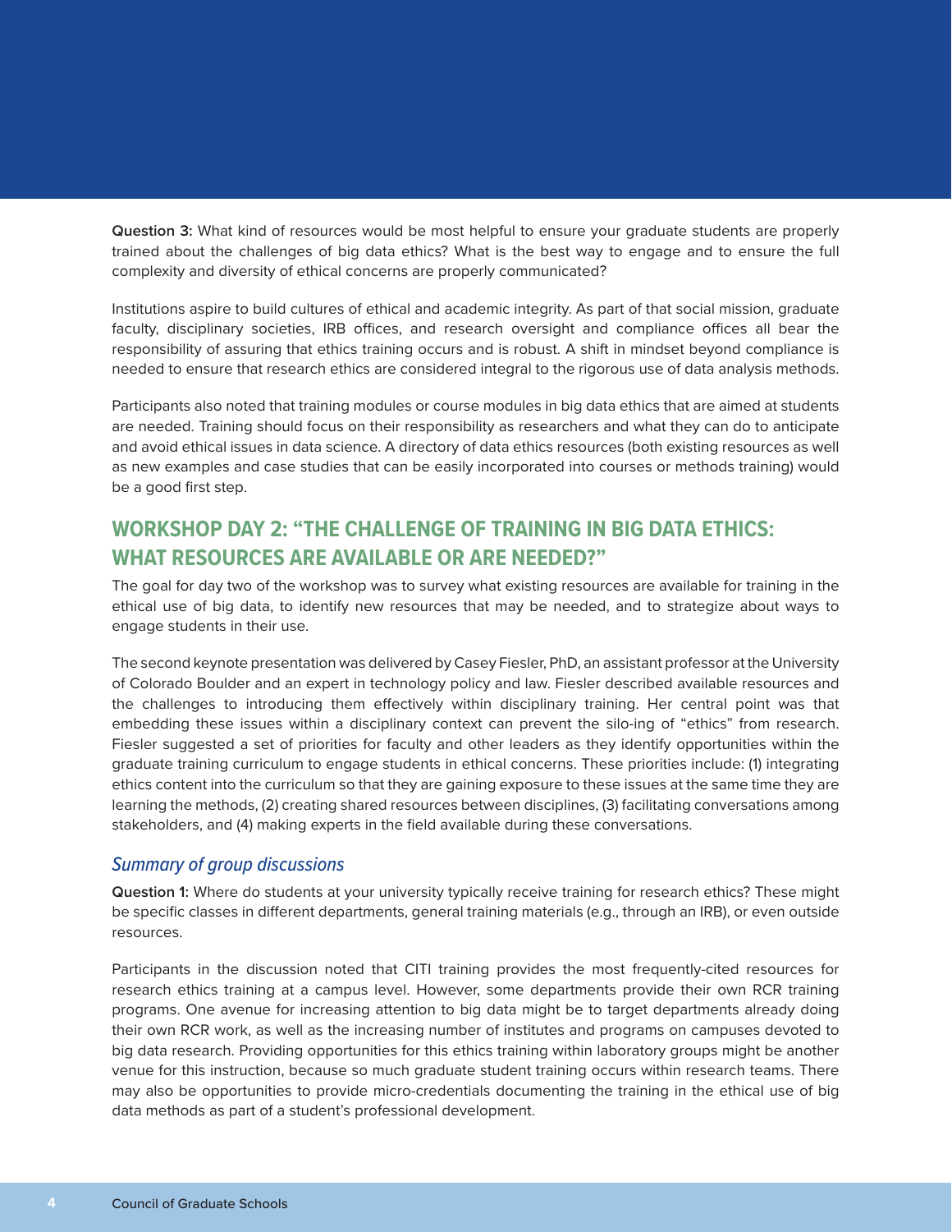**Question 3:** What kind of resources would be most helpful to ensure your graduate students are properly trained about the challenges of big data ethics? What is the best way to engage and to ensure the full complexity and diversity of ethical concerns are properly communicated?

Institutions aspire to build cultures of ethical and academic integrity. As part of that social mission, graduate faculty, disciplinary societies, IRB offices, and research oversight and compliance offices all bear the responsibility of assuring that ethics training occurs and is robust. A shift in mindset beyond compliance is needed to ensure that research ethics are considered integral to the rigorous use of data analysis methods.

Participants also noted that training modules or course modules in big data ethics that are aimed at students are needed. Training should focus on their responsibility as researchers and what they can do to anticipate and avoid ethical issues in data science. A directory of data ethics resources (both existing resources as well as new examples and case studies that can be easily incorporated into courses or methods training) would be a good first step.

## WORKSHOP DAY 2: "THE CHALLENGE OF TRAINING IN BIG DATA ETHICS: WHAT RESOURCES ARE AVAILABLE OR ARE NEEDED?"

The goal for day two of the workshop was to survey what existing resources are available for training in the ethical use of big data, to identify new resources that may be needed, and to strategize about ways to engage students in their use.

The second keynote presentation was delivered by Casey Fiesler, PhD, an assistant professor at the University of Colorado Boulder and an expert in technology policy and law. Fiesler described available resources and the challenges to introducing them effectively within disciplinary training. Her central point was that embedding these issues within a disciplinary context can prevent the silo-ing of "ethics" from research. Fiesler suggested a set of priorities for faculty and other leaders as they identify opportunities within the graduate training curriculum to engage students in ethical concerns. These priorities include: (1) integrating ethics content into the curriculum so that they are gaining exposure to these issues at the same time they are learning the methods, (2) creating shared resources between disciplines, (3) facilitating conversations among stakeholders, and (4) making experts in the field available during these conversations.

### *Summary of group discussions*

**Question 1:** Where do students at your university typically receive training for research ethics? These might be specific classes in different departments, general training materials (e.g., through an IRB), or even outside resources.

Participants in the discussion noted that CITI training provides the most frequently-cited resources for research ethics training at a campus level. However, some departments provide their own RCR training programs. One avenue for increasing attention to big data might be to target departments already doing their own RCR work, as well as the increasing number of institutes and programs on campuses devoted to big data research. Providing opportunities for this ethics training within laboratory groups might be another venue for this instruction, because so much graduate student training occurs within research teams. There may also be opportunities to provide micro-credentials documenting the training in the ethical use of big data methods as part of a student's professional development.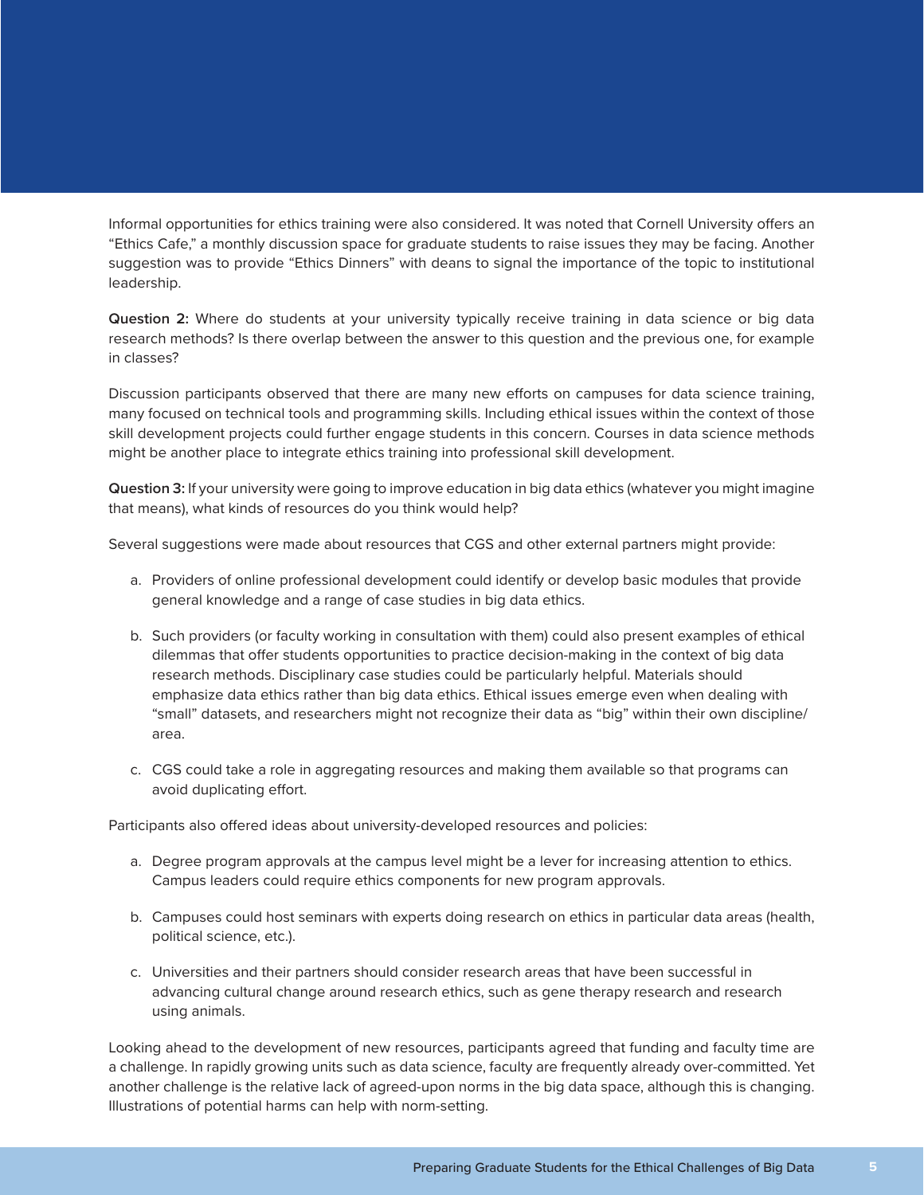Informal opportunities for ethics training were also considered. It was noted that Cornell University offers an "Ethics Cafe," a monthly discussion space for graduate students to raise issues they may be facing. Another suggestion was to provide "Ethics Dinners" with deans to signal the importance of the topic to institutional leadership.

**Question 2:** Where do students at your university typically receive training in data science or big data research methods? Is there overlap between the answer to this question and the previous one, for example in classes?

Discussion participants observed that there are many new efforts on campuses for data science training, many focused on technical tools and programming skills. Including ethical issues within the context of those skill development projects could further engage students in this concern. Courses in data science methods might be another place to integrate ethics training into professional skill development.

**Question 3:** If your university were going to improve education in big data ethics (whatever you might imagine that means), what kinds of resources do you think would help?

Several suggestions were made about resources that CGS and other external partners might provide:

a. Providers of online professional development could identify or develop basic modules that provide general knowledge and a range of case studies in big data ethics.

b. Such providers (or faculty working in consultation with them) could also present examples of ethical dilemmas that offer students opportunities to practice decision-making in the context of big data research methods. Disciplinary case studies could be particularly helpful. Materials should emphasize data ethics rather than big data ethics. Ethical issues emerge even when dealing with "small" datasets, and researchers might not recognize their data as "big" within their own discipline/area.

c. CGS could take a role in aggregating resources and making them available so that programs can avoid duplicating effort.

Participants also offered ideas about university-developed resources and policies:

a. Degree program approvals at the campus level might be a lever for increasing attention to ethics. Campus leaders could require ethics components for new program approvals.

b. Campuses could host seminars with experts doing research on ethics in particular data areas (health, political science, etc.).

c. Universities and their partners should consider research areas that have been successful in advancing cultural change around research ethics, such as gene therapy research and research using animals.

Looking ahead to the development of new resources, participants agreed that funding and faculty time are a challenge. In rapidly growing units such as data science, faculty are frequently already over-committed. Yet another challenge is the relative lack of agreed-upon norms in the big data space, although this is changing. Illustrations of potential harms can help with norm-setting.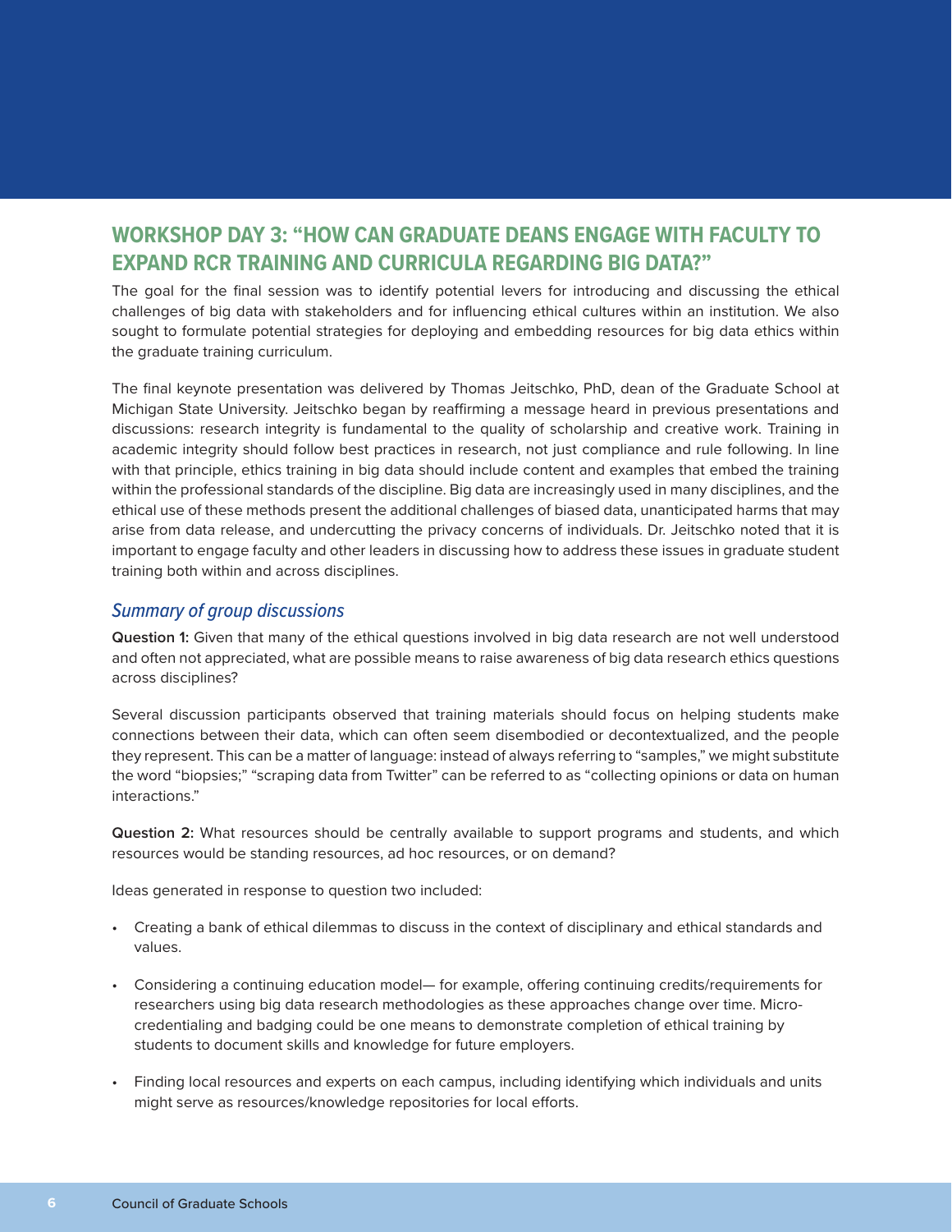## WORKSHOP DAY 3: "HOW CAN GRADUATE DEANS ENGAGE WITH FACULTY TO EXPAND RCR TRAINING AND CURRICULA REGARDING BIG DATA?"

The goal for the final session was to identify potential levers for introducing and discussing the ethical challenges of big data with stakeholders and for influencing ethical cultures within an institution. We also sought to formulate potential strategies for deploying and embedding resources for big data ethics within the graduate training curriculum.

The final keynote presentation was delivered by Thomas Jeitschko, PhD, dean of the Graduate School at Michigan State University. Jeitschko began by reaffirming a message heard in previous presentations and discussions: research integrity is fundamental to the quality of scholarship and creative work. Training in academic integrity should follow best practices in research, not just compliance and rule following. In line with that principle, ethics training in big data should include content and examples that embed the training within the professional standards of the discipline. Big data are increasingly used in many disciplines, and the ethical use of these methods present the additional challenges of biased data, unanticipated harms that may arise from data release, and undercutting the privacy concerns of individuals. Dr. Jeitschko noted that it is important to engage faculty and other leaders in discussing how to address these issues in graduate student training both within and across disciplines.

### *Summary of group discussions*

**Question 1:** Given that many of the ethical questions involved in big data research are not well understood and often not appreciated, what are possible means to raise awareness of big data research ethics questions across disciplines?

Several discussion participants observed that training materials should focus on helping students make connections between their data, which can often seem disembodied or decontextualized, and the people they represent. This can be a matter of language: instead of always referring to "samples," we might substitute the word "biopsies;" "scraping data from Twitter" can be referred to as "collecting opinions or data on human interactions."

**Question 2:** What resources should be centrally available to support programs and students, and which resources would be standing resources, ad hoc resources, or on demand?

Ideas generated in response to question two included:

- Creating a bank of ethical dilemmas to discuss in the context of disciplinary and ethical standards and values.
- Considering a continuing education model— for example, offering continuing credits/requirements for researchers using big data research methodologies as these approaches change over time. Micro-credentialing and badging could be one means to demonstrate completion of ethical training by students to document skills and knowledge for future employers.
- Finding local resources and experts on each campus, including identifying which individuals and units might serve as resources/knowledge repositories for local efforts.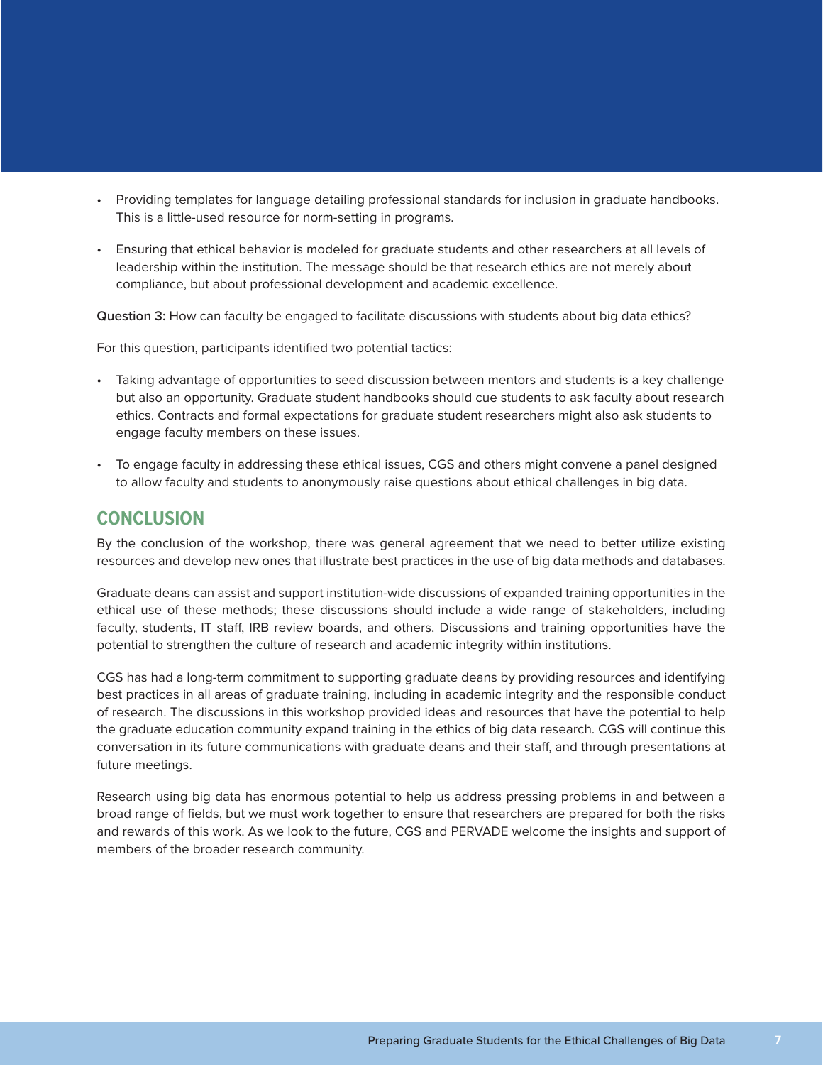- Providing templates for language detailing professional standards for inclusion in graduate handbooks. This is a little-used resource for norm-setting in programs.

- Ensuring that ethical behavior is modeled for graduate students and other researchers at all levels of leadership within the institution. The message should be that research ethics are not merely about compliance, but about professional development and academic excellence.

**Question 3:** How can faculty be engaged to facilitate discussions with students about big data ethics?

For this question, participants identified two potential tactics:

- Taking advantage of opportunities to seed discussion between mentors and students is a key challenge but also an opportunity. Graduate student handbooks should cue students to ask faculty about research ethics. Contracts and formal expectations for graduate student researchers might also ask students to engage faculty members on these issues.

- To engage faculty in addressing these ethical issues, CGS and others might convene a panel designed to allow faculty and students to anonymously raise questions about ethical challenges in big data.

## CONCLUSION

By the conclusion of the workshop, there was general agreement that we need to better utilize existing resources and develop new ones that illustrate best practices in the use of big data methods and databases.

Graduate deans can assist and support institution-wide discussions of expanded training opportunities in the ethical use of these methods; these discussions should include a wide range of stakeholders, including faculty, students, IT staff, IRB review boards, and others. Discussions and training opportunities have the potential to strengthen the culture of research and academic integrity within institutions.

CGS has had a long-term commitment to supporting graduate deans by providing resources and identifying best practices in all areas of graduate training, including in academic integrity and the responsible conduct of research. The discussions in this workshop provided ideas and resources that have the potential to help the graduate education community expand training in the ethics of big data research. CGS will continue this conversation in its future communications with graduate deans and their staff, and through presentations at future meetings.

Research using big data has enormous potential to help us address pressing problems in and between a broad range of fields, but we must work together to ensure that researchers are prepared for both the risks and rewards of this work. As we look to the future, CGS and PERVADE welcome the insights and support of members of the broader research community.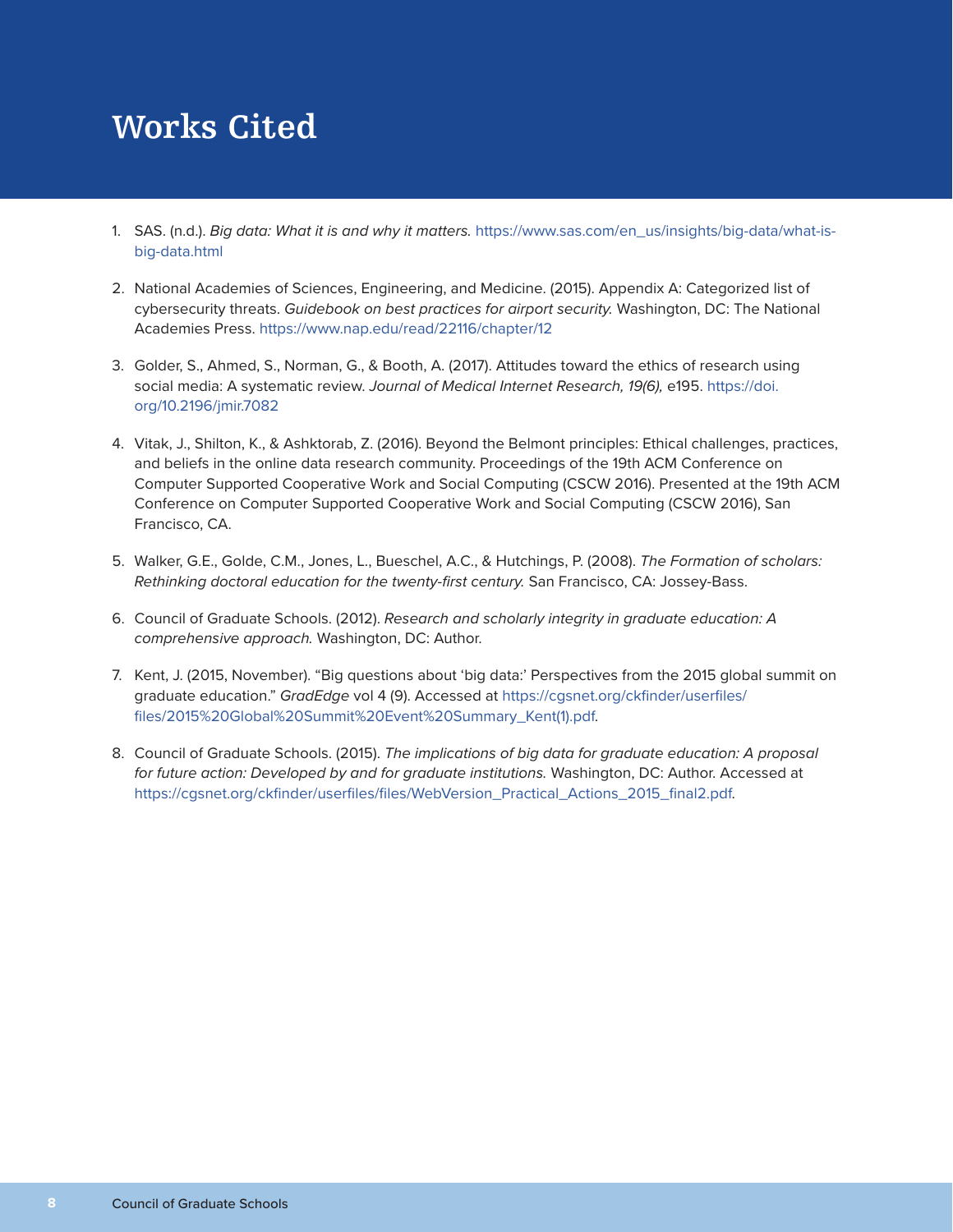# Works Cited

1. SAS. (n.d.). *Big data: What it is and why it matters.* https://www.sas.com/en_us/insights/big-data/what-is-big-data.html

2. National Academies of Sciences, Engineering, and Medicine. (2015). Appendix A: Categorized list of cybersecurity threats. *Guidebook on best practices for airport security.* Washington, DC: The National Academies Press. https://www.nap.edu/read/22116/chapter/12

3. Golder, S., Ahmed, S., Norman, G., & Booth, A. (2017). Attitudes toward the ethics of research using social media: A systematic review. *Journal of Medical Internet Research, 19(6),* e195. https://doi.org/10.2196/jmir.7082

4. Vitak, J., Shilton, K., & Ashktorab, Z. (2016). Beyond the Belmont principles: Ethical challenges, practices, and beliefs in the online data research community. Proceedings of the 19th ACM Conference on Computer Supported Cooperative Work and Social Computing (CSCW 2016). Presented at the 19th ACM Conference on Computer Supported Cooperative Work and Social Computing (CSCW 2016), San Francisco, CA.

5. Walker, G.E., Golde, C.M., Jones, L., Bueschel, A.C., & Hutchings, P. (2008). *The Formation of scholars: Rethinking doctoral education for the twenty-first century.* San Francisco, CA: Jossey-Bass.

6. Council of Graduate Schools. (2012). *Research and scholarly integrity in graduate education: A comprehensive approach.* Washington, DC: Author.

7. Kent, J. (2015, November). "Big questions about 'big data:' Perspectives from the 2015 global summit on graduate education." *GradEdge* vol 4 (9). Accessed at https://cgsnet.org/ckfinder/userfiles/files/2015%20Global%20Summit%20Event%20Summary_Kent(1).pdf.

8. Council of Graduate Schools. (2015). *The implications of big data for graduate education: A proposal for future action: Developed by and for graduate institutions.* Washington, DC: Author. Accessed at https://cgsnet.org/ckfinder/userfiles/files/WebVersion_Practical_Actions_2015_final2.pdf.